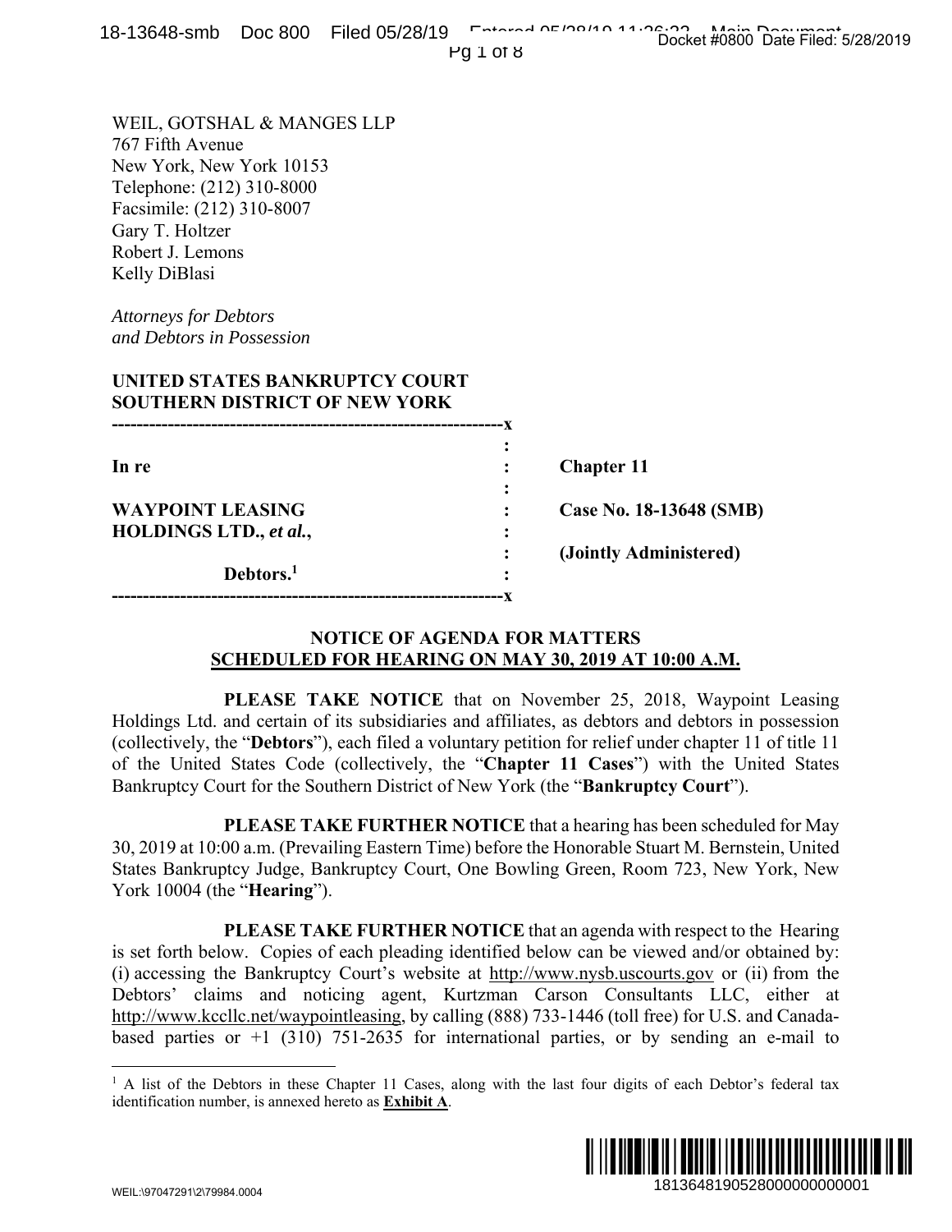WEIL, GOTSHAL & MANGES LLP
767 Fifth Avenue
New York, New York 10153
Telephone: (212) 310-8000
Facsimile: (212) 310-8007
Gary T. Holtzer
Robert J. Lemons
Kelly DiBlasi

*Attorneys for Debtors*
*and Debtors in Possession*

**UNITED STATES BANKRUPTCY COURT**
**SOUTHERN DISTRICT OF NEW YORK**

| | |
|---|---|
| **In re** | **Chapter 11** |
| **WAYPOINT LEASING HOLDINGS LTD.,** ***et al.*****,** | **Case No. 18-13648 (SMB)** |
| | **(Jointly Administered)** |
| **Debtors.**[1] | |

**NOTICE OF AGENDA FOR MATTERS**
**SCHEDULED FOR HEARING ON MAY 30, 2019 AT 10:00 A.M.**

**PLEASE TAKE NOTICE** that on November 25, 2018, Waypoint Leasing Holdings Ltd. and certain of its subsidiaries and affiliates, as debtors and debtors in possession (collectively, the "**Debtors**"), each filed a voluntary petition for relief under chapter 11 of title 11 of the United States Code (collectively, the "**Chapter 11 Cases**") with the United States Bankruptcy Court for the Southern District of New York (the "**Bankruptcy Court**").

**PLEASE TAKE FURTHER NOTICE** that a hearing has been scheduled for May 30, 2019 at 10:00 a.m. (Prevailing Eastern Time) before the Honorable Stuart M. Bernstein, United States Bankruptcy Judge, Bankruptcy Court, One Bowling Green, Room 723, New York, New York 10004 (the "**Hearing**").

**PLEASE TAKE FURTHER NOTICE** that an agenda with respect to the Hearing is set forth below. Copies of each pleading identified below can be viewed and/or obtained by: (i) accessing the Bankruptcy Court's website at http://www.nysb.uscourts.gov or (ii) from the Debtors' claims and noticing agent, Kurtzman Carson Consultants LLC, either at http://www.kccllc.net/waypointleasing, by calling (888) 733-1446 (toll free) for U.S. and Canada-based parties or +1 (310) 751-2635 for international parties, or by sending an e-mail to

[1] A list of the Debtors in these Chapter 11 Cases, along with the last four digits of each Debtor's federal tax identification number, is annexed hereto as **Exhibit A**.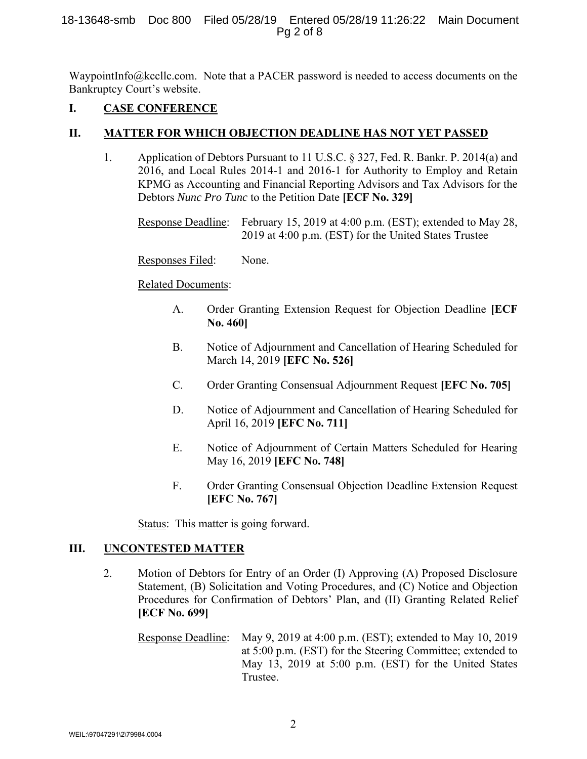WaypointInfo@kccllc.com. Note that a PACER password is needed to access documents on the Bankruptcy Court's website.

## I. CASE CONFERENCE

## II. MATTER FOR WHICH OBJECTION DEADLINE HAS NOT YET PASSED

1. Application of Debtors Pursuant to 11 U.S.C. § 327, Fed. R. Bankr. P. 2014(a) and 2016, and Local Rules 2014-1 and 2016-1 for Authority to Employ and Retain KPMG as Accounting and Financial Reporting Advisors and Tax Advisors for the Debtors *Nunc Pro Tunc* to the Petition Date **[ECF No. 329]**

   Response Deadline: February 15, 2019 at 4:00 p.m. (EST); extended to May 28, 2019 at 4:00 p.m. (EST) for the United States Trustee

   Responses Filed: None.

   Related Documents:

   A. Order Granting Extension Request for Objection Deadline **[ECF No. 460]**

   B. Notice of Adjournment and Cancellation of Hearing Scheduled for March 14, 2019 **[EFC No. 526]**

   C. Order Granting Consensual Adjournment Request **[EFC No. 705]**

   D. Notice of Adjournment and Cancellation of Hearing Scheduled for April 16, 2019 **[EFC No. 711]**

   E. Notice of Adjournment of Certain Matters Scheduled for Hearing May 16, 2019 **[EFC No. 748]**

   F. Order Granting Consensual Objection Deadline Extension Request **[EFC No. 767]**

   Status: This matter is going forward.

## III. UNCONTESTED MATTER

2. Motion of Debtors for Entry of an Order (I) Approving (A) Proposed Disclosure Statement, (B) Solicitation and Voting Procedures, and (C) Notice and Objection Procedures for Confirmation of Debtors' Plan, and (II) Granting Related Relief **[ECF No. 699]**

   Response Deadline: May 9, 2019 at 4:00 p.m. (EST); extended to May 10, 2019 at 5:00 p.m. (EST) for the Steering Committee; extended to May 13, 2019 at 5:00 p.m. (EST) for the United States Trustee.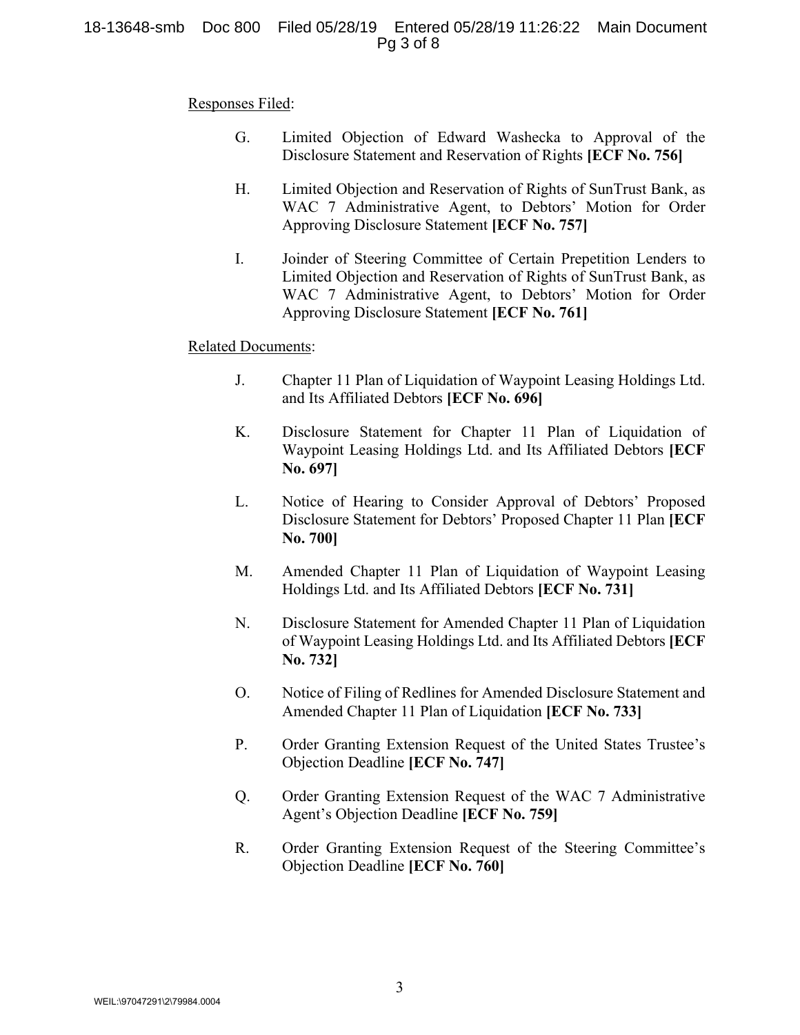Responses Filed:

G. Limited Objection of Edward Washecka to Approval of the Disclosure Statement and Reservation of Rights **[ECF No. 756]**

H. Limited Objection and Reservation of Rights of SunTrust Bank, as WAC 7 Administrative Agent, to Debtors' Motion for Order Approving Disclosure Statement **[ECF No. 757]**

I. Joinder of Steering Committee of Certain Prepetition Lenders to Limited Objection and Reservation of Rights of SunTrust Bank, as WAC 7 Administrative Agent, to Debtors' Motion for Order Approving Disclosure Statement **[ECF No. 761]**

Related Documents:

J. Chapter 11 Plan of Liquidation of Waypoint Leasing Holdings Ltd. and Its Affiliated Debtors **[ECF No. 696]**

K. Disclosure Statement for Chapter 11 Plan of Liquidation of Waypoint Leasing Holdings Ltd. and Its Affiliated Debtors **[ECF No. 697]**

L. Notice of Hearing to Consider Approval of Debtors' Proposed Disclosure Statement for Debtors' Proposed Chapter 11 Plan **[ECF No. 700]**

M. Amended Chapter 11 Plan of Liquidation of Waypoint Leasing Holdings Ltd. and Its Affiliated Debtors **[ECF No. 731]**

N. Disclosure Statement for Amended Chapter 11 Plan of Liquidation of Waypoint Leasing Holdings Ltd. and Its Affiliated Debtors **[ECF No. 732]**

O. Notice of Filing of Redlines for Amended Disclosure Statement and Amended Chapter 11 Plan of Liquidation **[ECF No. 733]**

P. Order Granting Extension Request of the United States Trustee's Objection Deadline **[ECF No. 747]**

Q. Order Granting Extension Request of the WAC 7 Administrative Agent's Objection Deadline **[ECF No. 759]**

R. Order Granting Extension Request of the Steering Committee's Objection Deadline **[ECF No. 760]**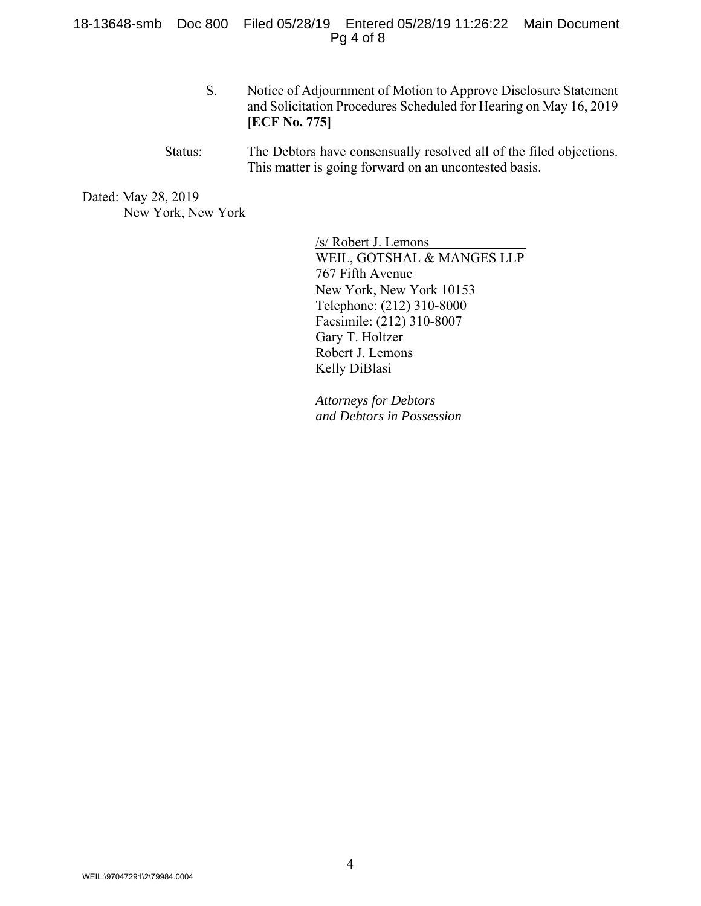S. Notice of Adjournment of Motion to Approve Disclosure Statement and Solicitation Procedures Scheduled for Hearing on May 16, 2019 **[ECF No. 775]**

Status: The Debtors have consensually resolved all of the filed objections. This matter is going forward on an uncontested basis.

Dated: May 28, 2019
New York, New York

/s/ Robert J. Lemons
WEIL, GOTSHAL & MANGES LLP
767 Fifth Avenue
New York, New York 10153
Telephone: (212) 310-8000
Facsimile: (212) 310-8007
Gary T. Holtzer
Robert J. Lemons
Kelly DiBlasi

*Attorneys for Debtors*
*and Debtors in Possession*

WEIL:\97047291\2\79984.0004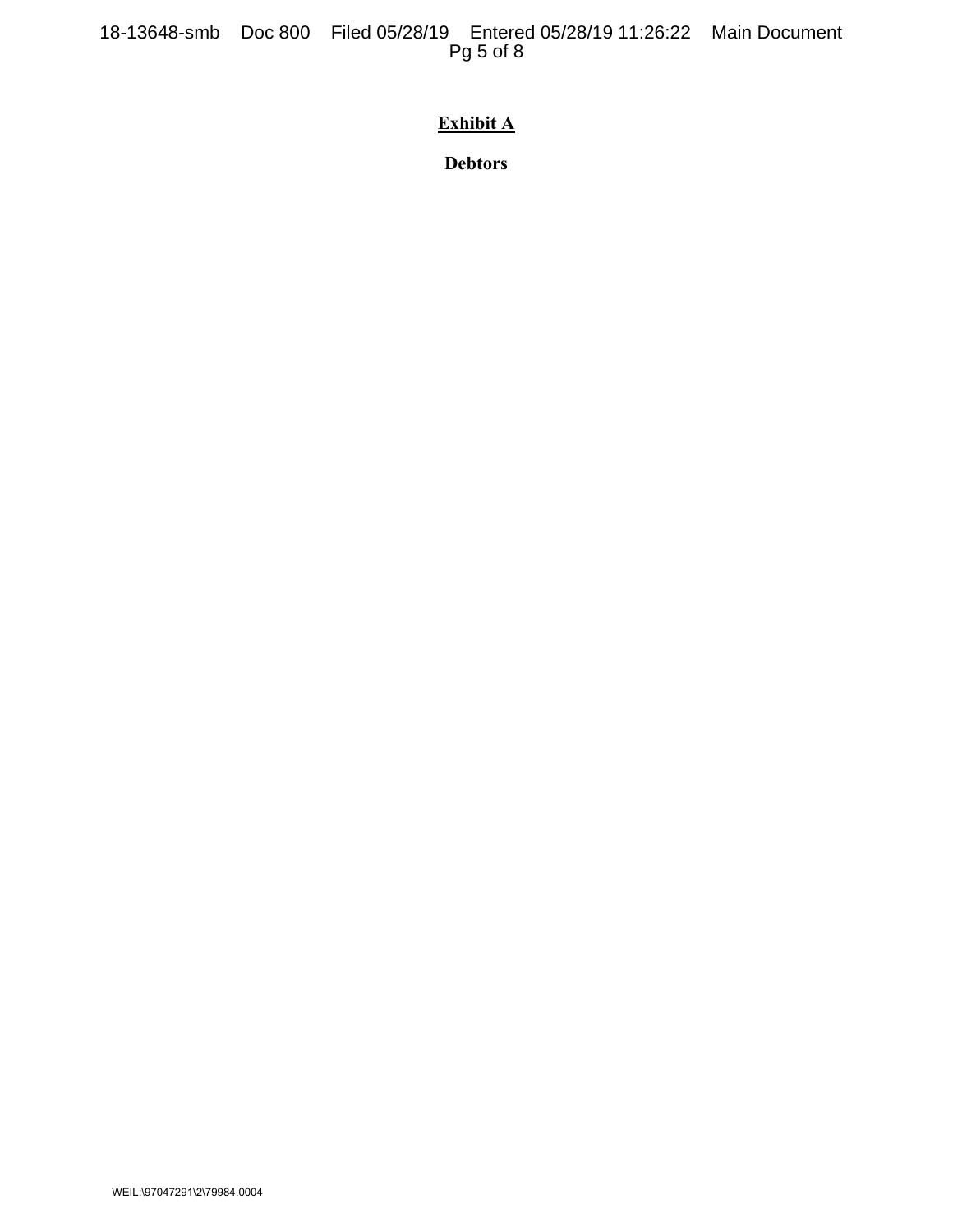**Exhibit A**

**Debtors**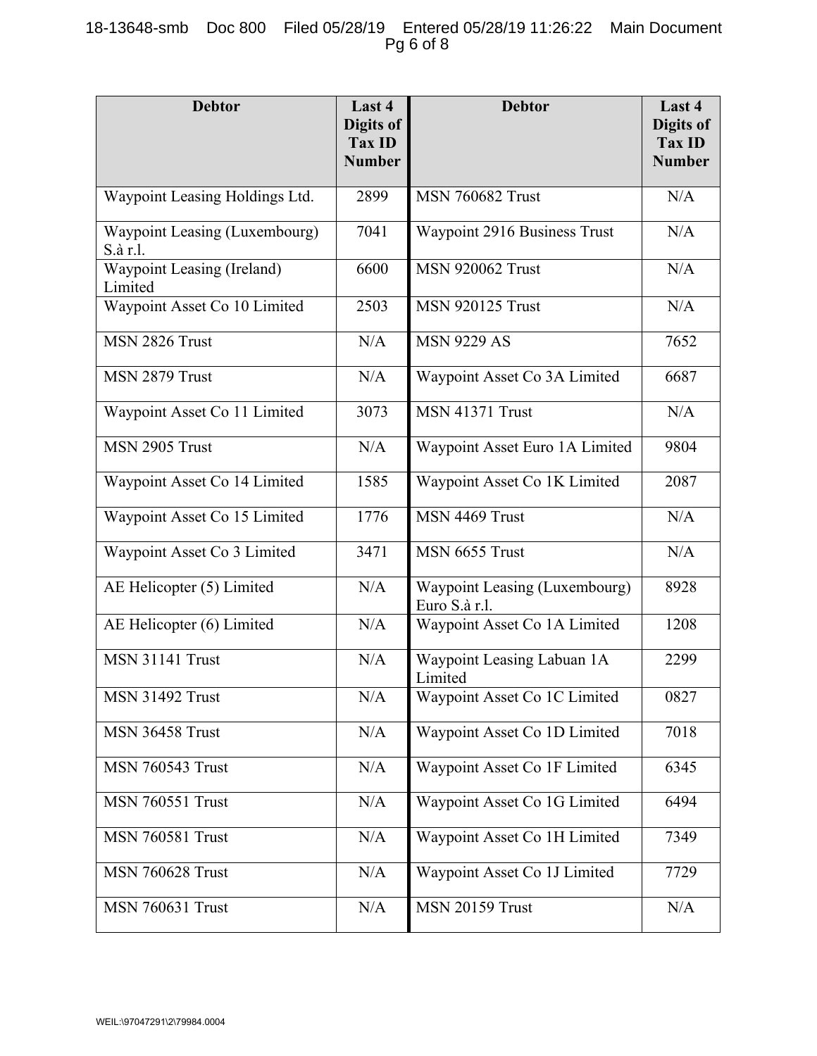| Debtor | Last 4 Digits of Tax ID Number | Debtor | Last 4 Digits of Tax ID Number |
|---|---|---|---|
| Waypoint Leasing Holdings Ltd. | 2899 | MSN 760682 Trust | N/A |
| Waypoint Leasing (Luxembourg) S.à r.l. | 7041 | Waypoint 2916 Business Trust | N/A |
| Waypoint Leasing (Ireland) Limited | 6600 | MSN 920062 Trust | N/A |
| Waypoint Asset Co 10 Limited | 2503 | MSN 920125 Trust | N/A |
| MSN 2826 Trust | N/A | MSN 9229 AS | 7652 |
| MSN 2879 Trust | N/A | Waypoint Asset Co 3A Limited | 6687 |
| Waypoint Asset Co 11 Limited | 3073 | MSN 41371 Trust | N/A |
| MSN 2905 Trust | N/A | Waypoint Asset Euro 1A Limited | 9804 |
| Waypoint Asset Co 14 Limited | 1585 | Waypoint Asset Co 1K Limited | 2087 |
| Waypoint Asset Co 15 Limited | 1776 | MSN 4469 Trust | N/A |
| Waypoint Asset Co 3 Limited | 3471 | MSN 6655 Trust | N/A |
| AE Helicopter (5) Limited | N/A | Waypoint Leasing (Luxembourg) Euro S.à r.l. | 8928 |
| AE Helicopter (6) Limited | N/A | Waypoint Asset Co 1A Limited | 1208 |
| MSN 31141 Trust | N/A | Waypoint Leasing Labuan 1A Limited | 2299 |
| MSN 31492 Trust | N/A | Waypoint Asset Co 1C Limited | 0827 |
| MSN 36458 Trust | N/A | Waypoint Asset Co 1D Limited | 7018 |
| MSN 760543 Trust | N/A | Waypoint Asset Co 1F Limited | 6345 |
| MSN 760551 Trust | N/A | Waypoint Asset Co 1G Limited | 6494 |
| MSN 760581 Trust | N/A | Waypoint Asset Co 1H Limited | 7349 |
| MSN 760628 Trust | N/A | Waypoint Asset Co 1J Limited | 7729 |
| MSN 760631 Trust | N/A | MSN 20159 Trust | N/A |

WEIL:\97047291\2\79984.0004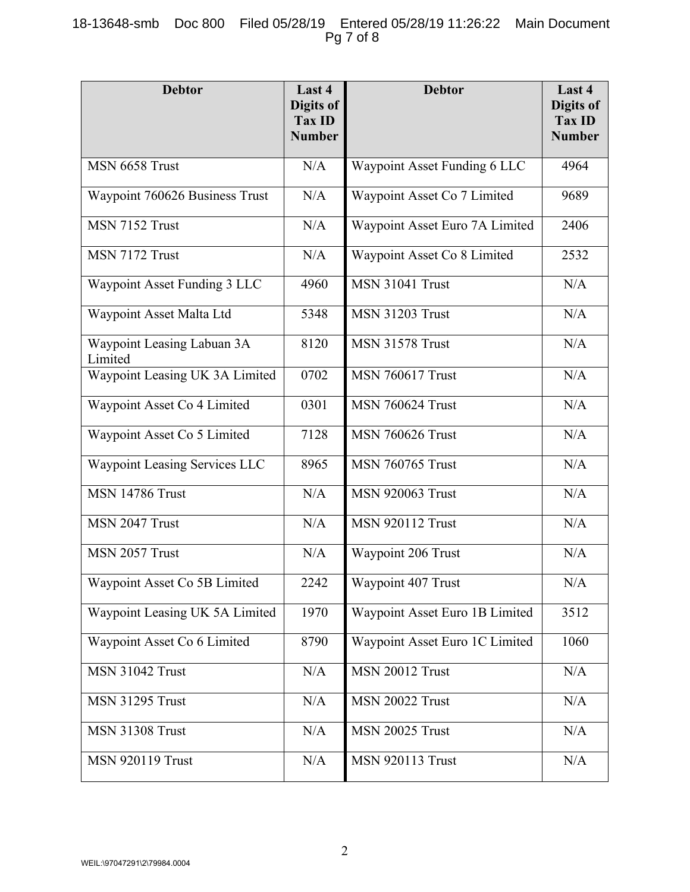| Debtor | Last 4 Digits of Tax ID Number | Debtor | Last 4 Digits of Tax ID Number |
|---|---|---|---|
| MSN 6658 Trust | N/A | Waypoint Asset Funding 6 LLC | 4964 |
| Waypoint 760626 Business Trust | N/A | Waypoint Asset Co 7 Limited | 9689 |
| MSN 7152 Trust | N/A | Waypoint Asset Euro 7A Limited | 2406 |
| MSN 7172 Trust | N/A | Waypoint Asset Co 8 Limited | 2532 |
| Waypoint Asset Funding 3 LLC | 4960 | MSN 31041 Trust | N/A |
| Waypoint Asset Malta Ltd | 5348 | MSN 31203 Trust | N/A |
| Waypoint Leasing Labuan 3A Limited | 8120 | MSN 31578 Trust | N/A |
| Waypoint Leasing UK 3A Limited | 0702 | MSN 760617 Trust | N/A |
| Waypoint Asset Co 4 Limited | 0301 | MSN 760624 Trust | N/A |
| Waypoint Asset Co 5 Limited | 7128 | MSN 760626 Trust | N/A |
| Waypoint Leasing Services LLC | 8965 | MSN 760765 Trust | N/A |
| MSN 14786 Trust | N/A | MSN 920063 Trust | N/A |
| MSN 2047 Trust | N/A | MSN 920112 Trust | N/A |
| MSN 2057 Trust | N/A | Waypoint 206 Trust | N/A |
| Waypoint Asset Co 5B Limited | 2242 | Waypoint 407 Trust | N/A |
| Waypoint Leasing UK 5A Limited | 1970 | Waypoint Asset Euro 1B Limited | 3512 |
| Waypoint Asset Co 6 Limited | 8790 | Waypoint Asset Euro 1C Limited | 1060 |
| MSN 31042 Trust | N/A | MSN 20012 Trust | N/A |
| MSN 31295 Trust | N/A | MSN 20022 Trust | N/A |
| MSN 31308 Trust | N/A | MSN 20025 Trust | N/A |
| MSN 920119 Trust | N/A | MSN 920113 Trust | N/A |

WEIL:\97047291\2\79984.0004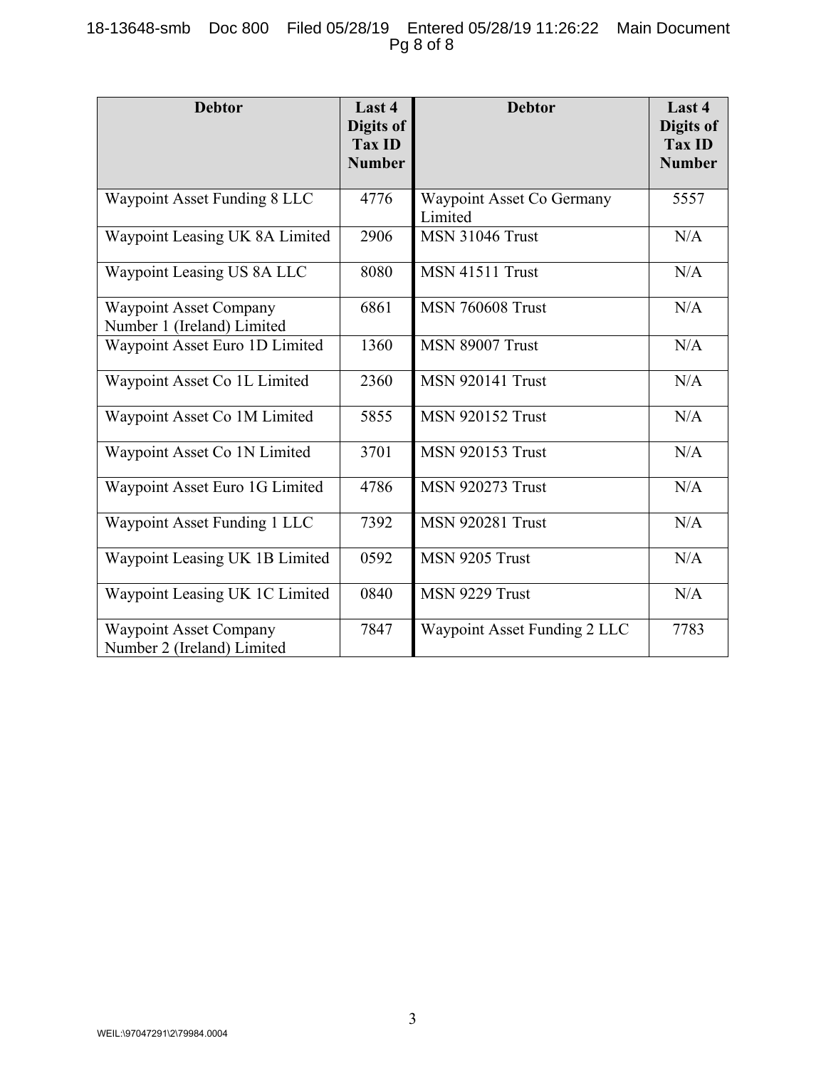| Debtor | Last 4 Digits of Tax ID Number | Debtor | Last 4 Digits of Tax ID Number |
|---|---|---|---|
| Waypoint Asset Funding 8 LLC | 4776 | Waypoint Asset Co Germany Limited | 5557 |
| Waypoint Leasing UK 8A Limited | 2906 | MSN 31046 Trust | N/A |
| Waypoint Leasing US 8A LLC | 8080 | MSN 41511 Trust | N/A |
| Waypoint Asset Company Number 1 (Ireland) Limited | 6861 | MSN 760608 Trust | N/A |
| Waypoint Asset Euro 1D Limited | 1360 | MSN 89007 Trust | N/A |
| Waypoint Asset Co 1L Limited | 2360 | MSN 920141 Trust | N/A |
| Waypoint Asset Co 1M Limited | 5855 | MSN 920152 Trust | N/A |
| Waypoint Asset Co 1N Limited | 3701 | MSN 920153 Trust | N/A |
| Waypoint Asset Euro 1G Limited | 4786 | MSN 920273 Trust | N/A |
| Waypoint Asset Funding 1 LLC | 7392 | MSN 920281 Trust | N/A |
| Waypoint Leasing UK 1B Limited | 0592 | MSN 9205 Trust | N/A |
| Waypoint Leasing UK 1C Limited | 0840 | MSN 9229 Trust | N/A |
| Waypoint Asset Company Number 2 (Ireland) Limited | 7847 | Waypoint Asset Funding 2 LLC | 7783 |

WEIL:\97047291\2\79984.0004